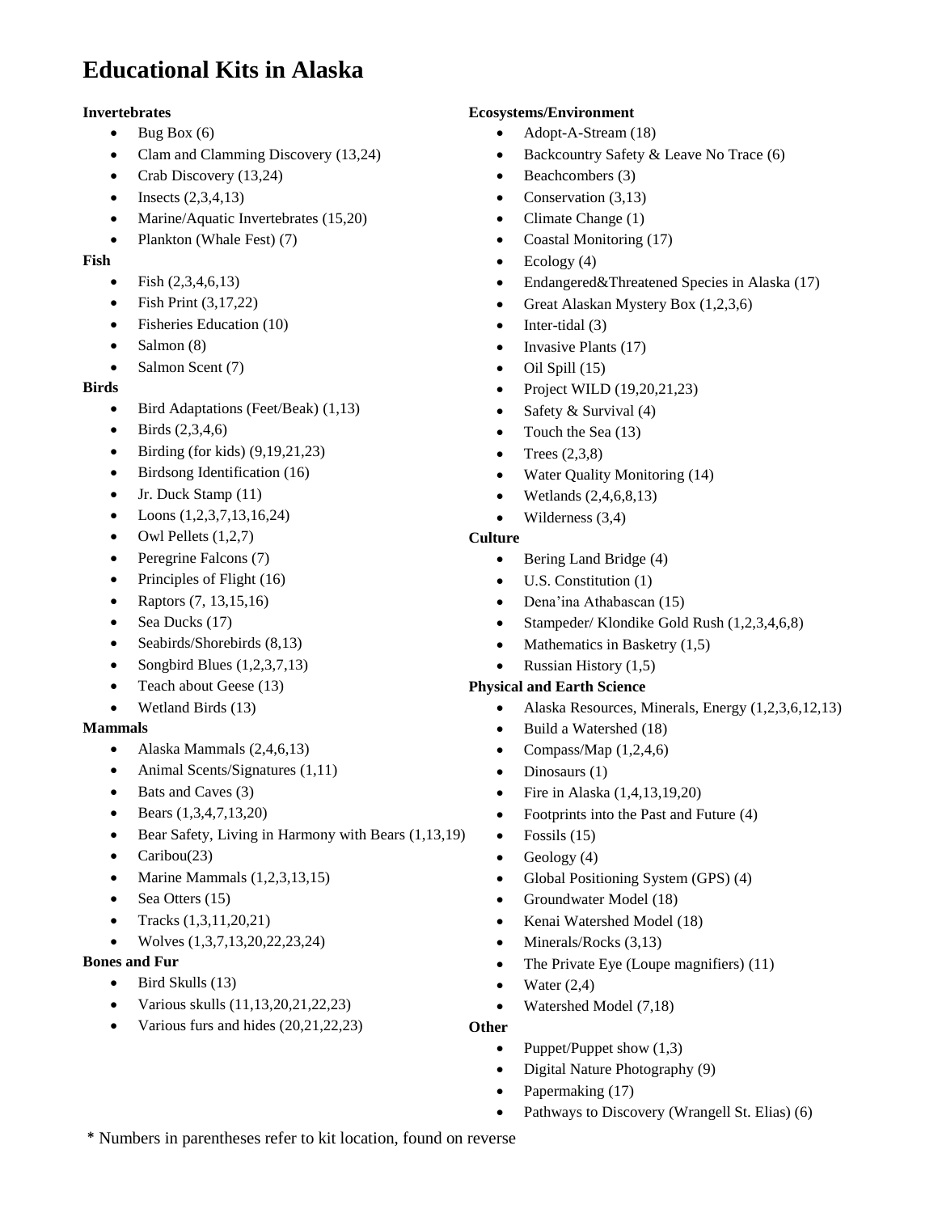# Educational Kits in Alaska

**Invertebrates**

- Bug Box (6)
- Clam and Clamming Discovery (13,24)
- Crab Discovery (13,24)
- Insects (2,3,4,13)
- Marine/Aquatic Invertebrates (15,20)
- Plankton (Whale Fest) (7)

**Fish**

- Fish (2,3,4,6,13)
- Fish Print (3,17,22)
- Fisheries Education (10)
- Salmon (8)
- Salmon Scent (7)

**Birds**

- Bird Adaptations (Feet/Beak) (1,13)
- Birds (2,3,4,6)
- Birding (for kids) (9,19,21,23)
- Birdsong Identification (16)
- Jr. Duck Stamp (11)
- Loons (1,2,3,7,13,16,24)
- Owl Pellets (1,2,7)
- Peregrine Falcons (7)
- Principles of Flight (16)
- Raptors (7, 13,15,16)
- Sea Ducks (17)
- Seabirds/Shorebirds (8,13)
- Songbird Blues (1,2,3,7,13)
- Teach about Geese (13)
- Wetland Birds (13)

**Mammals**

- Alaska Mammals (2,4,6,13)
- Animal Scents/Signatures (1,11)
- Bats and Caves (3)
- Bears (1,3,4,7,13,20)
- Bear Safety, Living in Harmony with Bears (1,13,19)
- Caribou(23)
- Marine Mammals (1,2,3,13,15)
- Sea Otters (15)
- Tracks (1,3,11,20,21)
- Wolves (1,3,7,13,20,22,23,24)

**Bones and Fur**

- Bird Skulls (13)
- Various skulls (11,13,20,21,22,23)
- Various furs and hides (20,21,22,23)

**Ecosystems/Environment**

- Adopt-A-Stream (18)
- Backcountry Safety & Leave No Trace (6)
- Beachcombers (3)
- Conservation (3,13)
- Climate Change (1)
- Coastal Monitoring (17)
- Ecology (4)
- Endangered&Threatened Species in Alaska (17)
- Great Alaskan Mystery Box (1,2,3,6)
- Inter-tidal (3)
- Invasive Plants (17)
- Oil Spill (15)
- Project WILD (19,20,21,23)
- Safety & Survival (4)
- Touch the Sea (13)
- Trees (2,3,8)
- Water Quality Monitoring (14)
- Wetlands (2,4,6,8,13)
- Wilderness (3,4)

**Culture**

- Bering Land Bridge (4)
- U.S. Constitution (1)
- Dena'ina Athabascan (15)
- Stampeder/ Klondike Gold Rush (1,2,3,4,6,8)
- Mathematics in Basketry (1,5)
- Russian History (1,5)

**Physical and Earth Science**

- Alaska Resources, Minerals, Energy (1,2,3,6,12,13)
- Build a Watershed (18)
- Compass/Map (1,2,4,6)
- Dinosaurs (1)
- Fire in Alaska (1,4,13,19,20)
- Footprints into the Past and Future (4)
- Fossils (15)
- Geology (4)
- Global Positioning System (GPS) (4)
- Groundwater Model (18)
- Kenai Watershed Model (18)
- Minerals/Rocks (3,13)
- The Private Eye (Loupe magnifiers) (11)
- Water (2,4)
- Watershed Model (7,18)

**Other**

- Puppet/Puppet show (1,3)
- Digital Nature Photography (9)
- Papermaking (17)
- Pathways to Discovery (Wrangell St. Elias) (6)

\* Numbers in parentheses refer to kit location, found on reverse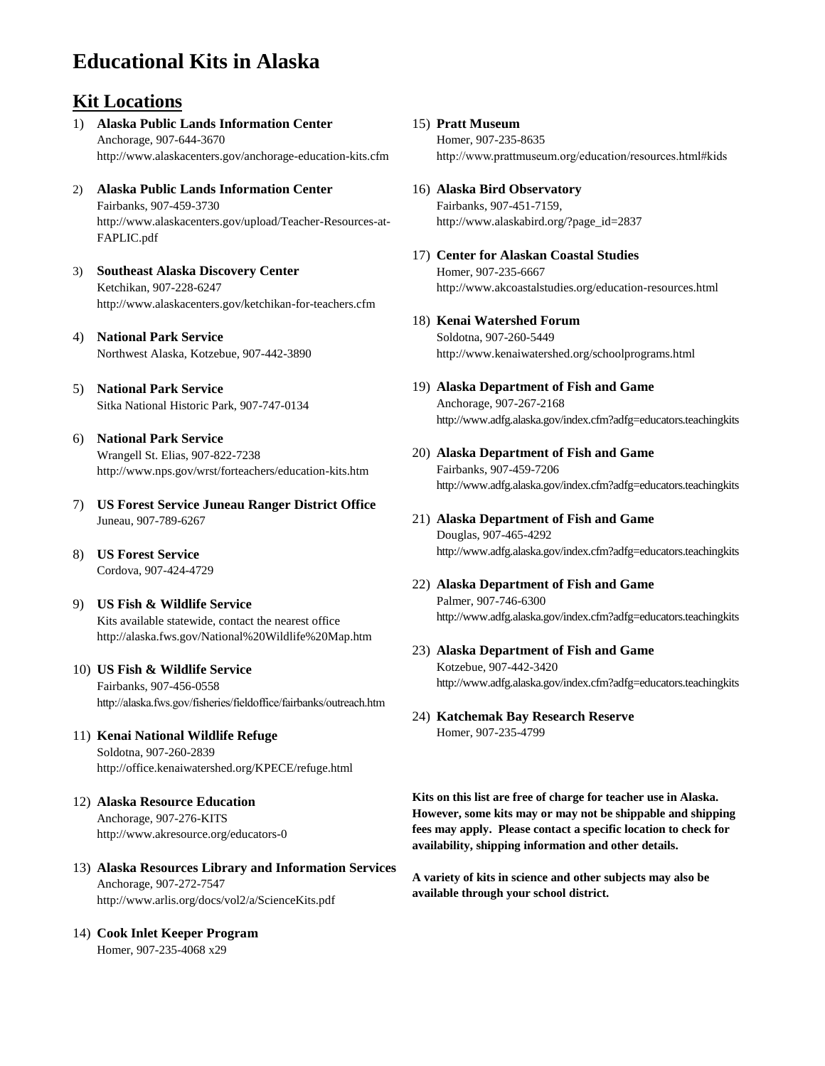# Educational Kits in Alaska

## Kit Locations

1) **Alaska Public Lands Information Center**
   Anchorage, 907-644-3670
   http://www.alaskacenters.gov/anchorage-education-kits.cfm

2) **Alaska Public Lands Information Center**
   Fairbanks, 907-459-3730
   http://www.alaskacenters.gov/upload/Teacher-Resources-at-FAPLIC.pdf

3) **Southeast Alaska Discovery Center**
   Ketchikan, 907-228-6247
   http://www.alaskacenters.gov/ketchikan-for-teachers.cfm

4) **National Park Service**
   Northwest Alaska, Kotzebue, 907-442-3890

5) **National Park Service**
   Sitka National Historic Park, 907-747-0134

6) **National Park Service**
   Wrangell St. Elias, 907-822-7238
   http://www.nps.gov/wrst/forteachers/education-kits.htm

7) **US Forest Service Juneau Ranger District Office**
   Juneau, 907-789-6267

8) **US Forest Service**
   Cordova, 907-424-4729

9) **US Fish & Wildlife Service**
   Kits available statewide, contact the nearest office
   http://alaska.fws.gov/National%20Wildlife%20Map.htm

10) **US Fish & Wildlife Service**
    Fairbanks, 907-456-0558
    http://alaska.fws.gov/fisheries/fieldoffice/fairbanks/outreach.htm

11) **Kenai National Wildlife Refuge**
    Soldotna, 907-260-2839
    http://office.kenaiwatershed.org/KPECE/refuge.html

12) **Alaska Resource Education**
    Anchorage, 907-276-KITS
    http://www.akresource.org/educators-0

13) **Alaska Resources Library and Information Services**
    Anchorage, 907-272-7547
    http://www.arlis.org/docs/vol2/a/ScienceKits.pdf

14) **Cook Inlet Keeper Program**
    Homer, 907-235-4068 x29

15) **Pratt Museum**
    Homer, 907-235-8635
    http://www.prattmuseum.org/education/resources.html#kids

16) **Alaska Bird Observatory**
    Fairbanks, 907-451-7159,
    http://www.alaskabird.org/?page_id=2837

17) **Center for Alaskan Coastal Studies**
    Homer, 907-235-6667
    http://www.akcoastalstudies.org/education-resources.html

18) **Kenai Watershed Forum**
    Soldotna, 907-260-5449
    http://www.kenaiwatershed.org/schoolprograms.html

19) **Alaska Department of Fish and Game**
    Anchorage, 907-267-2168
    http://www.adfg.alaska.gov/index.cfm?adfg=educators.teachingkits

20) **Alaska Department of Fish and Game**
    Fairbanks, 907-459-7206
    http://www.adfg.alaska.gov/index.cfm?adfg=educators.teachingkits

21) **Alaska Department of Fish and Game**
    Douglas, 907-465-4292
    http://www.adfg.alaska.gov/index.cfm?adfg=educators.teachingkits

22) **Alaska Department of Fish and Game**
    Palmer, 907-746-6300
    http://www.adfg.alaska.gov/index.cfm?adfg=educators.teachingkits

23) **Alaska Department of Fish and Game**
    Kotzebue, 907-442-3420
    http://www.adfg.alaska.gov/index.cfm?adfg=educators.teachingkits

24) **Katchemak Bay Research Reserve**
    Homer, 907-235-4799

**Kits on this list are free of charge for teacher use in Alaska. However, some kits may or may not be shippable and shipping fees may apply. Please contact a specific location to check for availability, shipping information and other details.**

**A variety of kits in science and other subjects may also be available through your school district.**